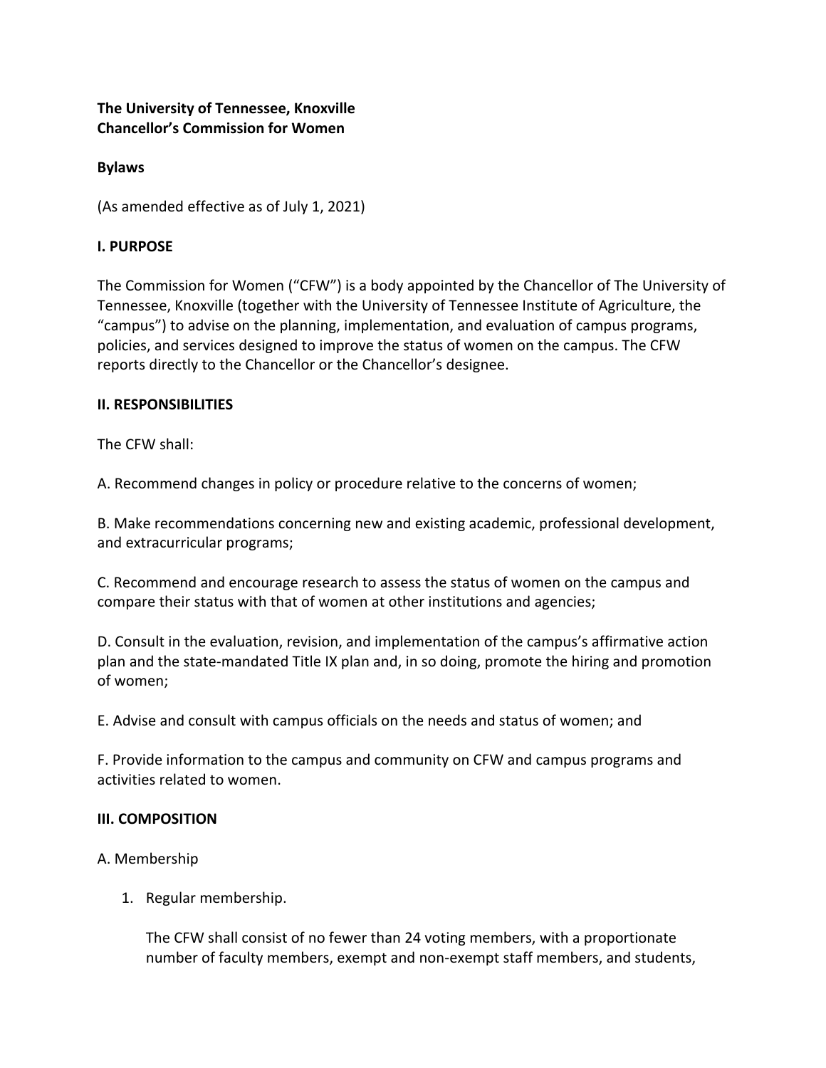**The University of Tennessee, Knoxville**
**Chancellor's Commission for Women**

**Bylaws**

(As amended effective as of July 1, 2021)

## I. PURPOSE

The Commission for Women ("CFW") is a body appointed by the Chancellor of The University of Tennessee, Knoxville (together with the University of Tennessee Institute of Agriculture, the "campus") to advise on the planning, implementation, and evaluation of campus programs, policies, and services designed to improve the status of women on the campus. The CFW reports directly to the Chancellor or the Chancellor's designee.

## II. RESPONSIBILITIES

The CFW shall:

A. Recommend changes in policy or procedure relative to the concerns of women;

B. Make recommendations concerning new and existing academic, professional development, and extracurricular programs;

C. Recommend and encourage research to assess the status of women on the campus and compare their status with that of women at other institutions and agencies;

D. Consult in the evaluation, revision, and implementation of the campus's affirmative action plan and the state-mandated Title IX plan and, in so doing, promote the hiring and promotion of women;

E. Advise and consult with campus officials on the needs and status of women; and

F. Provide information to the campus and community on CFW and campus programs and activities related to women.

## III. COMPOSITION

A. Membership

1. Regular membership.

   The CFW shall consist of no fewer than 24 voting members, with a proportionate number of faculty members, exempt and non-exempt staff members, and students,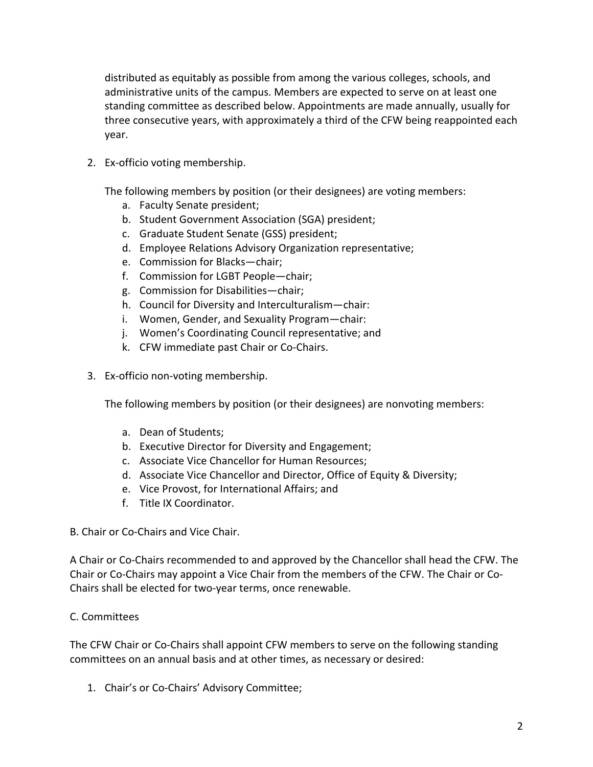distributed as equitably as possible from among the various colleges, schools, and administrative units of the campus. Members are expected to serve on at least one standing committee as described below. Appointments are made annually, usually for three consecutive years, with approximately a third of the CFW being reappointed each year.

2. Ex-officio voting membership.

   The following members by position (or their designees) are voting members:
   a. Faculty Senate president;
   b. Student Government Association (SGA) president;
   c. Graduate Student Senate (GSS) president;
   d. Employee Relations Advisory Organization representative;
   e. Commission for Blacks—chair;
   f. Commission for LGBT People—chair;
   g. Commission for Disabilities—chair;
   h. Council for Diversity and Interculturalism—chair:
   i. Women, Gender, and Sexuality Program—chair:
   j. Women's Coordinating Council representative; and
   k. CFW immediate past Chair or Co-Chairs.

3. Ex-officio non-voting membership.

   The following members by position (or their designees) are nonvoting members:

   a. Dean of Students;
   b. Executive Director for Diversity and Engagement;
   c. Associate Vice Chancellor for Human Resources;
   d. Associate Vice Chancellor and Director, Office of Equity & Diversity;
   e. Vice Provost, for International Affairs; and
   f. Title IX Coordinator.

B. Chair or Co-Chairs and Vice Chair.

A Chair or Co-Chairs recommended to and approved by the Chancellor shall head the CFW. The Chair or Co-Chairs may appoint a Vice Chair from the members of the CFW. The Chair or Co-Chairs shall be elected for two-year terms, once renewable.

C. Committees

The CFW Chair or Co-Chairs shall appoint CFW members to serve on the following standing committees on an annual basis and at other times, as necessary or desired:

1. Chair's or Co-Chairs' Advisory Committee;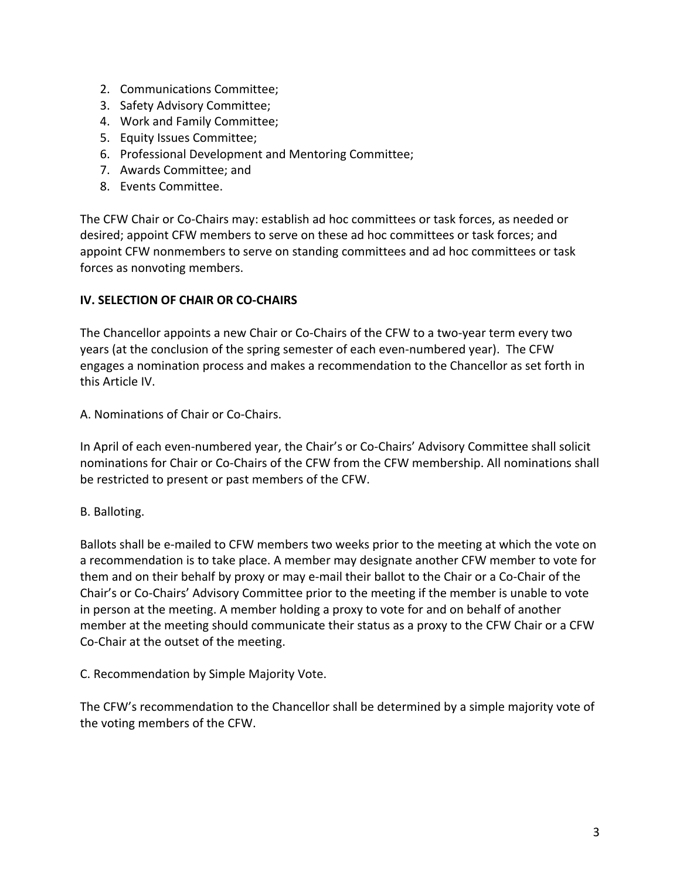2. Communications Committee;
3. Safety Advisory Committee;
4. Work and Family Committee;
5. Equity Issues Committee;
6. Professional Development and Mentoring Committee;
7. Awards Committee; and
8. Events Committee.

The CFW Chair or Co-Chairs may: establish ad hoc committees or task forces, as needed or desired; appoint CFW members to serve on these ad hoc committees or task forces; and appoint CFW nonmembers to serve on standing committees and ad hoc committees or task forces as nonvoting members.

**IV. SELECTION OF CHAIR OR CO-CHAIRS**

The Chancellor appoints a new Chair or Co-Chairs of the CFW to a two-year term every two years (at the conclusion of the spring semester of each even-numbered year). The CFW engages a nomination process and makes a recommendation to the Chancellor as set forth in this Article IV.

A. Nominations of Chair or Co-Chairs.

In April of each even-numbered year, the Chair's or Co-Chairs' Advisory Committee shall solicit nominations for Chair or Co-Chairs of the CFW from the CFW membership. All nominations shall be restricted to present or past members of the CFW.

B. Balloting.

Ballots shall be e-mailed to CFW members two weeks prior to the meeting at which the vote on a recommendation is to take place. A member may designate another CFW member to vote for them and on their behalf by proxy or may e-mail their ballot to the Chair or a Co-Chair of the Chair's or Co-Chairs' Advisory Committee prior to the meeting if the member is unable to vote in person at the meeting. A member holding a proxy to vote for and on behalf of another member at the meeting should communicate their status as a proxy to the CFW Chair or a CFW Co-Chair at the outset of the meeting.

C. Recommendation by Simple Majority Vote.

The CFW's recommendation to the Chancellor shall be determined by a simple majority vote of the voting members of the CFW.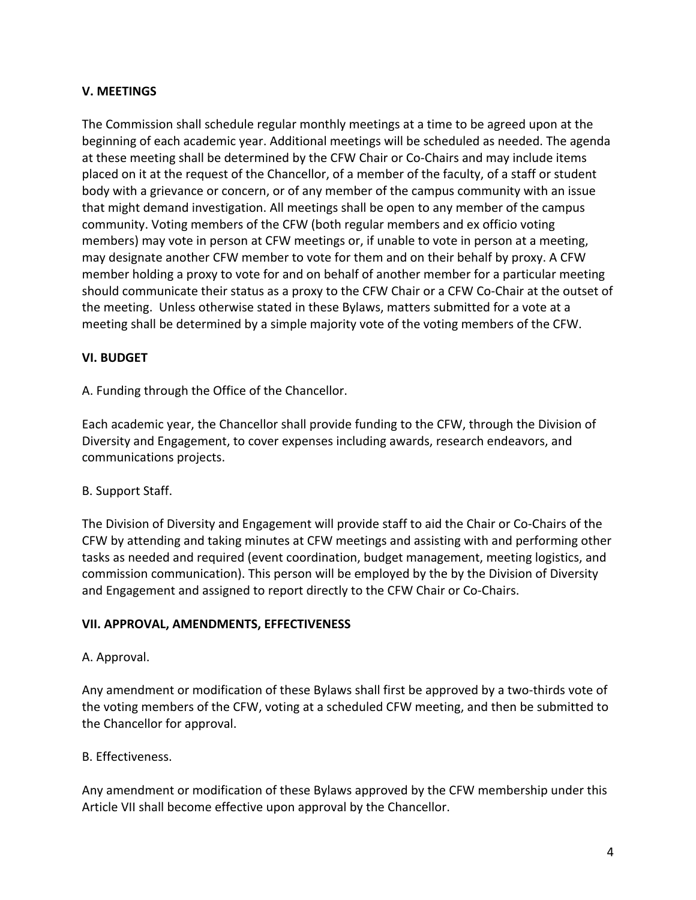**V. MEETINGS**

The Commission shall schedule regular monthly meetings at a time to be agreed upon at the beginning of each academic year. Additional meetings will be scheduled as needed. The agenda at these meeting shall be determined by the CFW Chair or Co-Chairs and may include items placed on it at the request of the Chancellor, of a member of the faculty, of a staff or student body with a grievance or concern, or of any member of the campus community with an issue that might demand investigation. All meetings shall be open to any member of the campus community. Voting members of the CFW (both regular members and ex officio voting members) may vote in person at CFW meetings or, if unable to vote in person at a meeting, may designate another CFW member to vote for them and on their behalf by proxy. A CFW member holding a proxy to vote for and on behalf of another member for a particular meeting should communicate their status as a proxy to the CFW Chair or a CFW Co-Chair at the outset of the meeting. Unless otherwise stated in these Bylaws, matters submitted for a vote at a meeting shall be determined by a simple majority vote of the voting members of the CFW.

**VI. BUDGET**

A. Funding through the Office of the Chancellor.

Each academic year, the Chancellor shall provide funding to the CFW, through the Division of Diversity and Engagement, to cover expenses including awards, research endeavors, and communications projects.

B. Support Staff.

The Division of Diversity and Engagement will provide staff to aid the Chair or Co-Chairs of the CFW by attending and taking minutes at CFW meetings and assisting with and performing other tasks as needed and required (event coordination, budget management, meeting logistics, and commission communication). This person will be employed by the by the Division of Diversity and Engagement and assigned to report directly to the CFW Chair or Co-Chairs.

**VII. APPROVAL, AMENDMENTS, EFFECTIVENESS**

A. Approval.

Any amendment or modification of these Bylaws shall first be approved by a two-thirds vote of the voting members of the CFW, voting at a scheduled CFW meeting, and then be submitted to the Chancellor for approval.

B. Effectiveness.

Any amendment or modification of these Bylaws approved by the CFW membership under this Article VII shall become effective upon approval by the Chancellor.